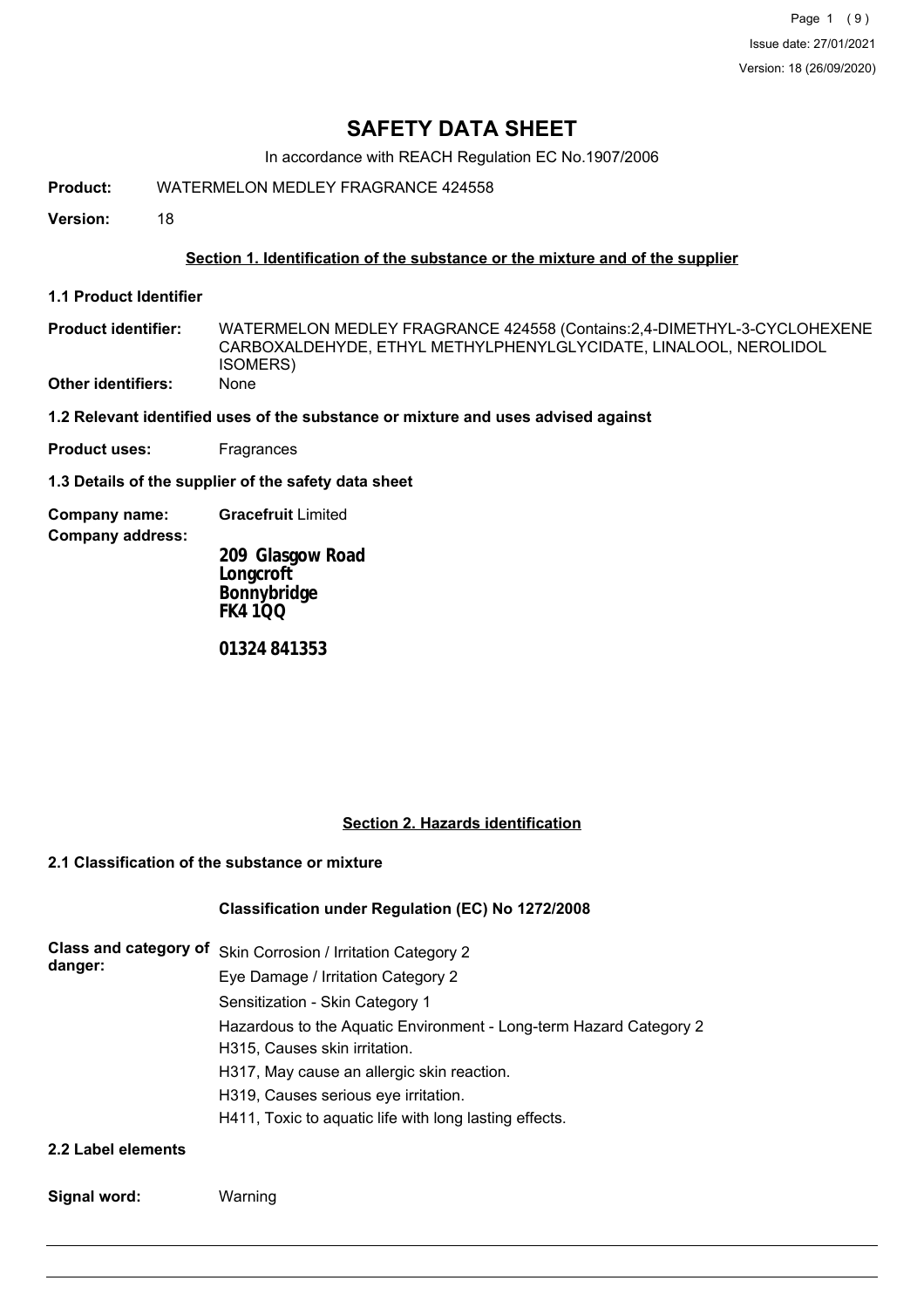# SAFETY DATA SHEET

In accordance with REACH Regulation EC No.1907/2006

**Product:** WATERMELON MEDLEY FRAGRANCE 424558

**Version:** 18

## Section 1. Identification of the substance or the mixture and of the supplier

### 1.1 Product Identifier

**Product identifier:** WATERMELON MEDLEY FRAGRANCE 424558 (Contains:2,4-DIMETHYL-3-CYCLOHEXENE CARBOXALDEHYDE, ETHYL METHYLPHENYLGLYCIDATE, LINALOOL, NEROLIDOL ISOMERS)

**Other identifiers:** None

### 1.2 Relevant identified uses of the substance or mixture and uses advised against

**Product uses:** Fragrances

### 1.3 Details of the supplier of the safety data sheet

**Company name:** **Gracefruit** Limited

**Company address:**

**209 Glasgow Road**
**Longcroft**
**Bonnybridge**
**FK4 1QQ**

**01324 841353**

## Section 2. Hazards identification

### 2.1 Classification of the substance or mixture

**Classification under Regulation (EC) No 1272/2008**

**Class and category of danger:**

Skin Corrosion / Irritation Category 2
Eye Damage / Irritation Category 2
Sensitization - Skin Category 1
Hazardous to the Aquatic Environment - Long-term Hazard Category 2
H315, Causes skin irritation.
H317, May cause an allergic skin reaction.
H319, Causes serious eye irritation.
H411, Toxic to aquatic life with long lasting effects.

### 2.2 Label elements

**Signal word:** Warning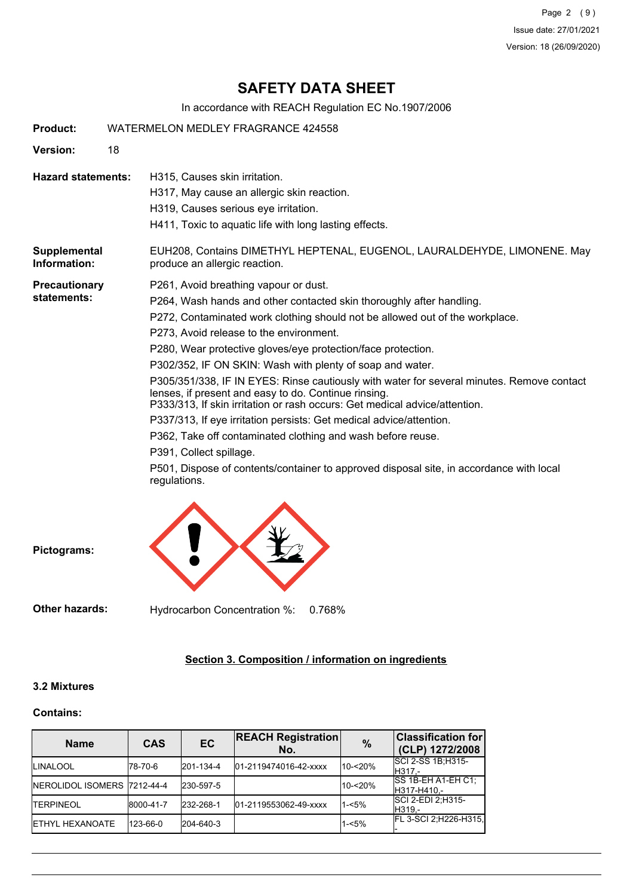# SAFETY DATA SHEET

In accordance with REACH Regulation EC No.1907/2006

**Product:** WATERMELON MEDLEY FRAGRANCE 424558

**Version:** 18

**Hazard statements:**

H315, Causes skin irritation.

H317, May cause an allergic skin reaction.

H319, Causes serious eye irritation.

H411, Toxic to aquatic life with long lasting effects.

**Supplemental Information:** EUH208, Contains DIMETHYL HEPTENAL, EUGENOL, LAURALDEHYDE, LIMONENE. May produce an allergic reaction.

**Precautionary statements:**

P261, Avoid breathing vapour or dust.

P264, Wash hands and other contacted skin thoroughly after handling.

P272, Contaminated work clothing should not be allowed out of the workplace.

P273, Avoid release to the environment.

P280, Wear protective gloves/eye protection/face protection.

P302/352, IF ON SKIN: Wash with plenty of soap and water.

P305/351/338, IF IN EYES: Rinse cautiously with water for several minutes. Remove contact lenses, if present and easy to do. Continue rinsing.
P333/313, If skin irritation or rash occurs: Get medical advice/attention.

P337/313, If eye irritation persists: Get medical advice/attention.

P362, Take off contaminated clothing and wash before reuse.

P391, Collect spillage.

P501, Dispose of contents/container to approved disposal site, in accordance with local regulations.

**Pictograms:**

**Other hazards:** Hydrocarbon Concentration %: 0.768%

## Section 3. Composition / information on ingredients

### 3.2 Mixtures

**Contains:**

| Name | CAS | EC | REACH Registration No. | % | Classification for (CLP) 1272/2008 |
|---|---|---|---|---|---|
| LINALOOL | 78-70-6 | 201-134-4 | 01-2119474016-42-xxxx | 10-<20% | SCI 2-SS 1B;H315-H317,- |
| NEROLIDOL ISOMERS | 7212-44-4 | 230-597-5 | | 10-<20% | SS 1B-EH A1-EH C1;H317-H410,- |
| TERPINEOL | 8000-41-7 | 232-268-1 | 01-2119553062-49-xxxx | 1-<5% | SCI 2-EDI 2;H315-H319,- |
| ETHYL HEXANOATE | 123-66-0 | 204-640-3 | | 1-<5% | FL 3-SCI 2;H226-H315,- |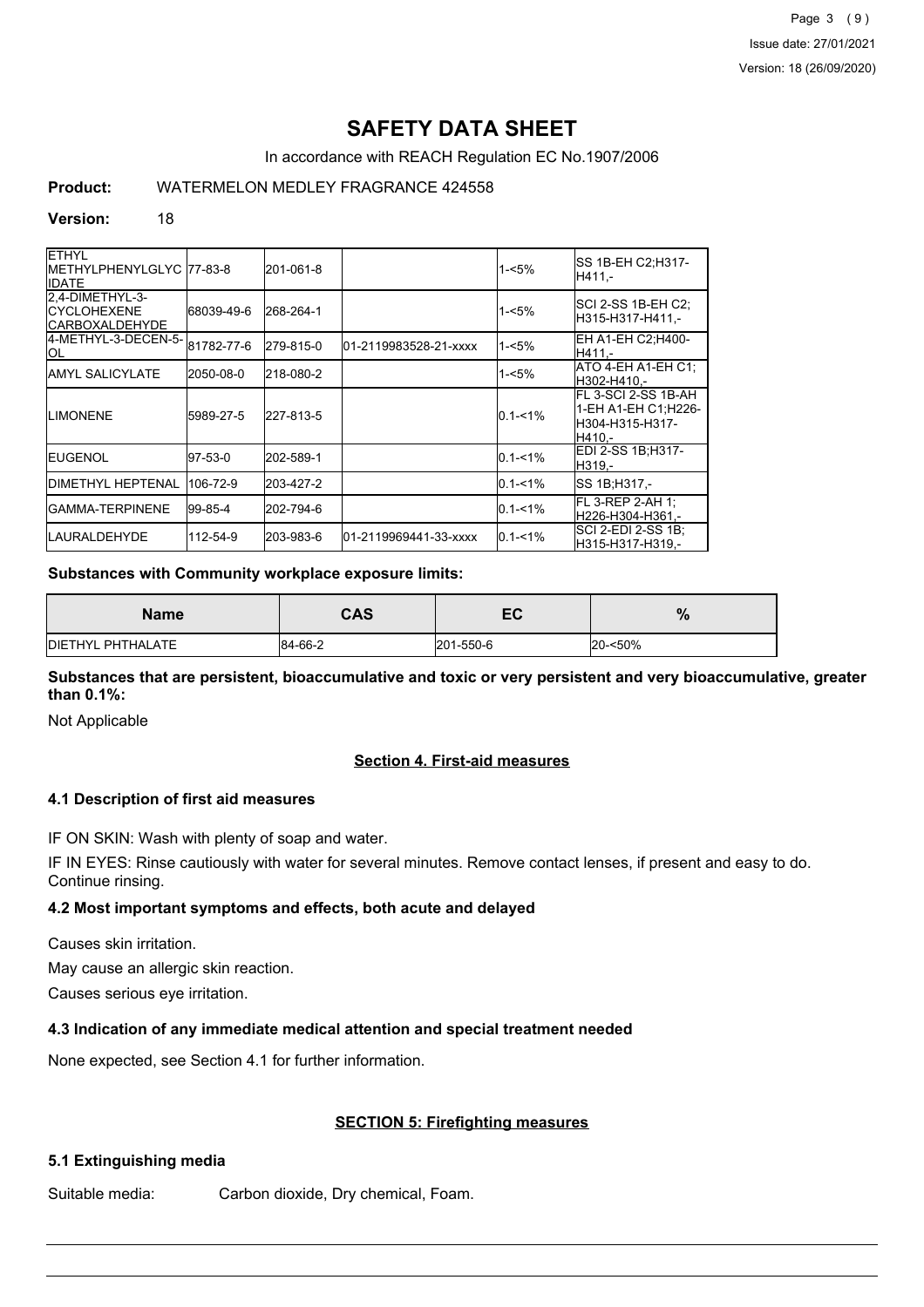# SAFETY DATA SHEET

In accordance with REACH Regulation EC No.1907/2006

**Product:** WATERMELON MEDLEY FRAGRANCE 424558

**Version:** 18

| | | | | | |
|---|---|---|---|---|---|
| ETHYL METHYLPHENYLGLYCIDATE | 77-83-8 | 201-061-8 | | 1-<5% | SS 1B-EH C2;H317-H411,- |
| 2,4-DIMETHYL-3-CYCLOHEXENE CARBOXALDEHYDE | 68039-49-6 | 268-264-1 | | 1-<5% | SCI 2-SS 1B-EH C2; H315-H317-H411,- |
| 4-METHYL-3-DECEN-5-OL | 81782-77-6 | 279-815-0 | 01-2119983528-21-xxxx | 1-<5% | EH A1-EH C2;H400-H411,- |
| AMYL SALICYLATE | 2050-08-0 | 218-080-2 | | 1-<5% | ATO 4-EH A1-EH C1; H302-H410,- |
| LIMONENE | 5989-27-5 | 227-813-5 | | 0.1-<1% | FL 3-SCI 2-SS 1B-AH 1-EH A1-EH C1;H226-H304-H315-H317-H410,- |
| EUGENOL | 97-53-0 | 202-589-1 | | 0.1-<1% | EDI 2-SS 1B;H317-H319,- |
| DIMETHYL HEPTENAL | 106-72-9 | 203-427-2 | | 0.1-<1% | SS 1B;H317,- |
| GAMMA-TERPINENE | 99-85-4 | 202-794-6 | | 0.1-<1% | FL 3-REP 2-AH 1; H226-H304-H361,- |
| LAURALDEHYDE | 112-54-9 | 203-983-6 | 01-2119969441-33-xxxx | 0.1-<1% | SCI 2-EDI 2-SS 1B; H315-H317-H319,- |

**Substances with Community workplace exposure limits:**

| Name | CAS | EC | % |
|---|---|---|---|
| DIETHYL PHTHALATE | 84-66-2 | 201-550-6 | 20-<50% |

**Substances that are persistent, bioaccumulative and toxic or very persistent and very bioaccumulative, greater than 0.1%:**

Not Applicable

## Section 4. First-aid measures

### 4.1 Description of first aid measures

IF ON SKIN: Wash with plenty of soap and water.

IF IN EYES: Rinse cautiously with water for several minutes. Remove contact lenses, if present and easy to do. Continue rinsing.

### 4.2 Most important symptoms and effects, both acute and delayed

Causes skin irritation.

May cause an allergic skin reaction.

Causes serious eye irritation.

### 4.3 Indication of any immediate medical attention and special treatment needed

None expected, see Section 4.1 for further information.

## SECTION 5: Firefighting measures

### 5.1 Extinguishing media

Suitable media: Carbon dioxide, Dry chemical, Foam.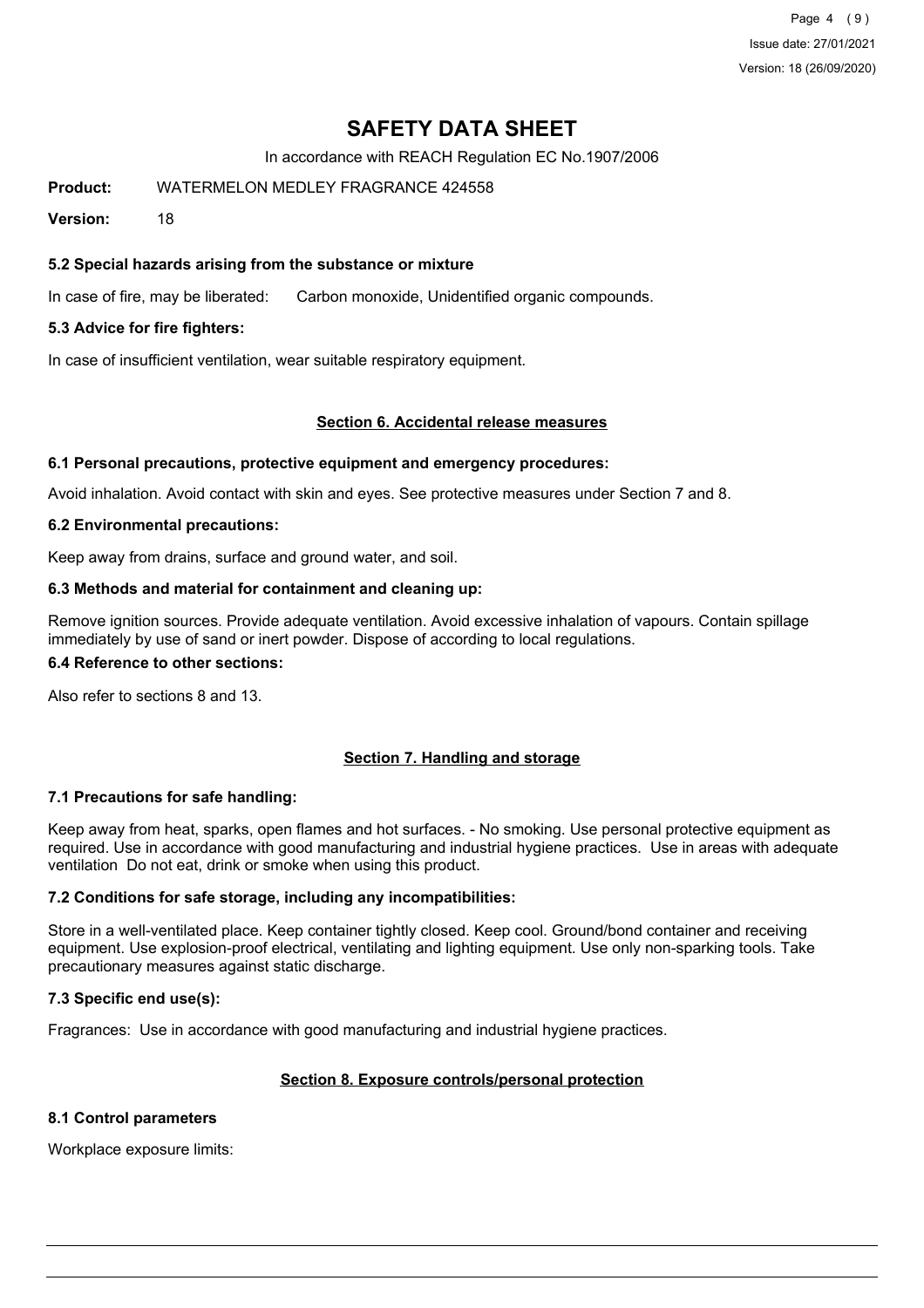# SAFETY DATA SHEET

In accordance with REACH Regulation EC No.1907/2006

**Product:** WATERMELON MEDLEY FRAGRANCE 424558

**Version:** 18

### 5.2 Special hazards arising from the substance or mixture

In case of fire, may be liberated: Carbon monoxide, Unidentified organic compounds.

### 5.3 Advice for fire fighters:

In case of insufficient ventilation, wear suitable respiratory equipment.

## Section 6. Accidental release measures

### 6.1 Personal precautions, protective equipment and emergency procedures:

Avoid inhalation. Avoid contact with skin and eyes. See protective measures under Section 7 and 8.

### 6.2 Environmental precautions:

Keep away from drains, surface and ground water, and soil.

### 6.3 Methods and material for containment and cleaning up:

Remove ignition sources. Provide adequate ventilation. Avoid excessive inhalation of vapours. Contain spillage immediately by use of sand or inert powder. Dispose of according to local regulations.

### 6.4 Reference to other sections:

Also refer to sections 8 and 13.

## Section 7. Handling and storage

### 7.1 Precautions for safe handling:

Keep away from heat, sparks, open flames and hot surfaces. - No smoking. Use personal protective equipment as required. Use in accordance with good manufacturing and industrial hygiene practices. Use in areas with adequate ventilation Do not eat, drink or smoke when using this product.

### 7.2 Conditions for safe storage, including any incompatibilities:

Store in a well-ventilated place. Keep container tightly closed. Keep cool. Ground/bond container and receiving equipment. Use explosion-proof electrical, ventilating and lighting equipment. Use only non-sparking tools. Take precautionary measures against static discharge.

### 7.3 Specific end use(s):

Fragrances: Use in accordance with good manufacturing and industrial hygiene practices.

## Section 8. Exposure controls/personal protection

### 8.1 Control parameters

Workplace exposure limits: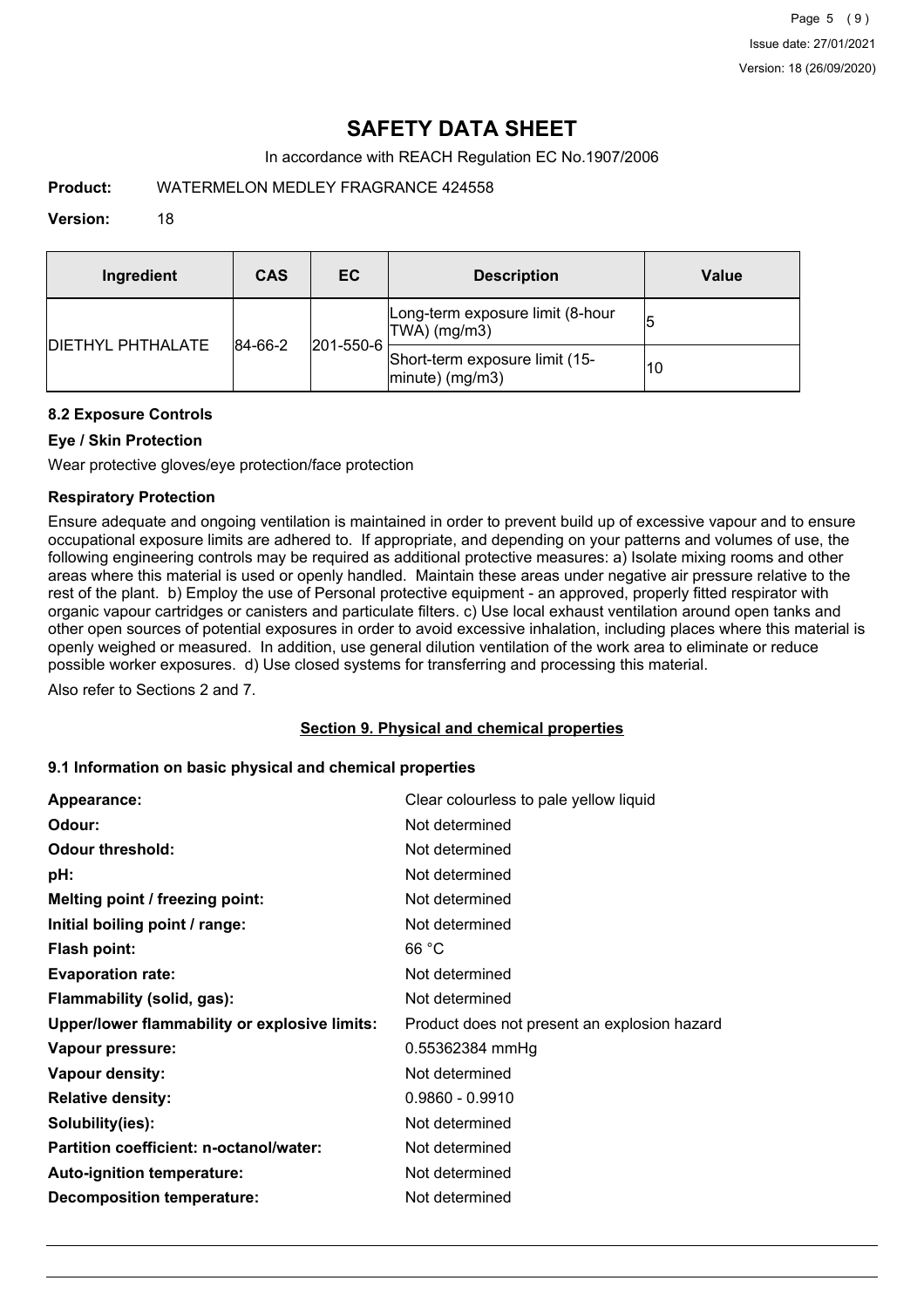# SAFETY DATA SHEET

In accordance with REACH Regulation EC No.1907/2006

**Product:** WATERMELON MEDLEY FRAGRANCE 424558

**Version:** 18

| Ingredient | CAS | EC | Description | Value |
|---|---|---|---|---|
| DIETHYL PHTHALATE | 84-66-2 | 201-550-6 | Long-term exposure limit (8-hour TWA) (mg/m3) | 5 |
| | | | Short-term exposure limit (15-minute) (mg/m3) | 10 |

### 8.2 Exposure Controls

#### Eye / Skin Protection

Wear protective gloves/eye protection/face protection

#### Respiratory Protection

Ensure adequate and ongoing ventilation is maintained in order to prevent build up of excessive vapour and to ensure occupational exposure limits are adhered to. If appropriate, and depending on your patterns and volumes of use, the following engineering controls may be required as additional protective measures: a) Isolate mixing rooms and other areas where this material is used or openly handled. Maintain these areas under negative air pressure relative to the rest of the plant. b) Employ the use of Personal protective equipment - an approved, properly fitted respirator with organic vapour cartridges or canisters and particulate filters. c) Use local exhaust ventilation around open tanks and other open sources of potential exposures in order to avoid excessive inhalation, including places where this material is openly weighed or measured. In addition, use general dilution ventilation of the work area to eliminate or reduce possible worker exposures. d) Use closed systems for transferring and processing this material.

Also refer to Sections 2 and 7.

## Section 9. Physical and chemical properties

### 9.1 Information on basic physical and chemical properties

| | |
|---|---|
| **Appearance:** | Clear colourless to pale yellow liquid |
| **Odour:** | Not determined |
| **Odour threshold:** | Not determined |
| **pH:** | Not determined |
| **Melting point / freezing point:** | Not determined |
| **Initial boiling point / range:** | Not determined |
| **Flash point:** | 66 °C |
| **Evaporation rate:** | Not determined |
| **Flammability (solid, gas):** | Not determined |
| **Upper/lower flammability or explosive limits:** | Product does not present an explosion hazard |
| **Vapour pressure:** | 0.55362384 mmHg |
| **Vapour density:** | Not determined |
| **Relative density:** | 0.9860 - 0.9910 |
| **Solubility(ies):** | Not determined |
| **Partition coefficient: n-octanol/water:** | Not determined |
| **Auto-ignition temperature:** | Not determined |
| **Decomposition temperature:** | Not determined |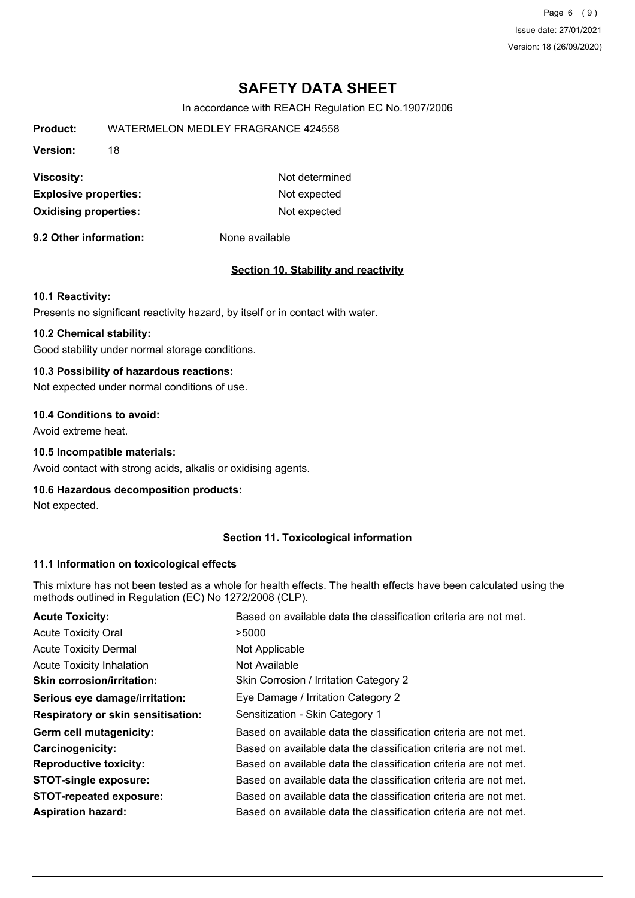# SAFETY DATA SHEET

In accordance with REACH Regulation EC No.1907/2006

**Product:** WATERMELON MEDLEY FRAGRANCE 424558

**Version:** 18

| | |
|---|---|
| **Viscosity:** | Not determined |
| **Explosive properties:** | Not expected |
| **Oxidising properties:** | Not expected |

**9.2 Other information:** None available

## Section 10. Stability and reactivity

**10.1 Reactivity:**

Presents no significant reactivity hazard, by itself or in contact with water.

**10.2 Chemical stability:**

Good stability under normal storage conditions.

**10.3 Possibility of hazardous reactions:**

Not expected under normal conditions of use.

**10.4 Conditions to avoid:**

Avoid extreme heat.

**10.5 Incompatible materials:**

Avoid contact with strong acids, alkalis or oxidising agents.

**10.6 Hazardous decomposition products:**

Not expected.

## Section 11. Toxicological information

**11.1 Information on toxicological effects**

This mixture has not been tested as a whole for health effects. The health effects have been calculated using the methods outlined in Regulation (EC) No 1272/2008 (CLP).

| | |
|---|---|
| **Acute Toxicity:** | Based on available data the classification criteria are not met. |
| Acute Toxicity Oral | >5000 |
| Acute Toxicity Dermal | Not Applicable |
| Acute Toxicity Inhalation | Not Available |
| **Skin corrosion/irritation:** | Skin Corrosion / Irritation Category 2 |
| **Serious eye damage/irritation:** | Eye Damage / Irritation Category 2 |
| **Respiratory or skin sensitisation:** | Sensitization - Skin Category 1 |
| **Germ cell mutagenicity:** | Based on available data the classification criteria are not met. |
| **Carcinogenicity:** | Based on available data the classification criteria are not met. |
| **Reproductive toxicity:** | Based on available data the classification criteria are not met. |
| **STOT-single exposure:** | Based on available data the classification criteria are not met. |
| **STOT-repeated exposure:** | Based on available data the classification criteria are not met. |
| **Aspiration hazard:** | Based on available data the classification criteria are not met. |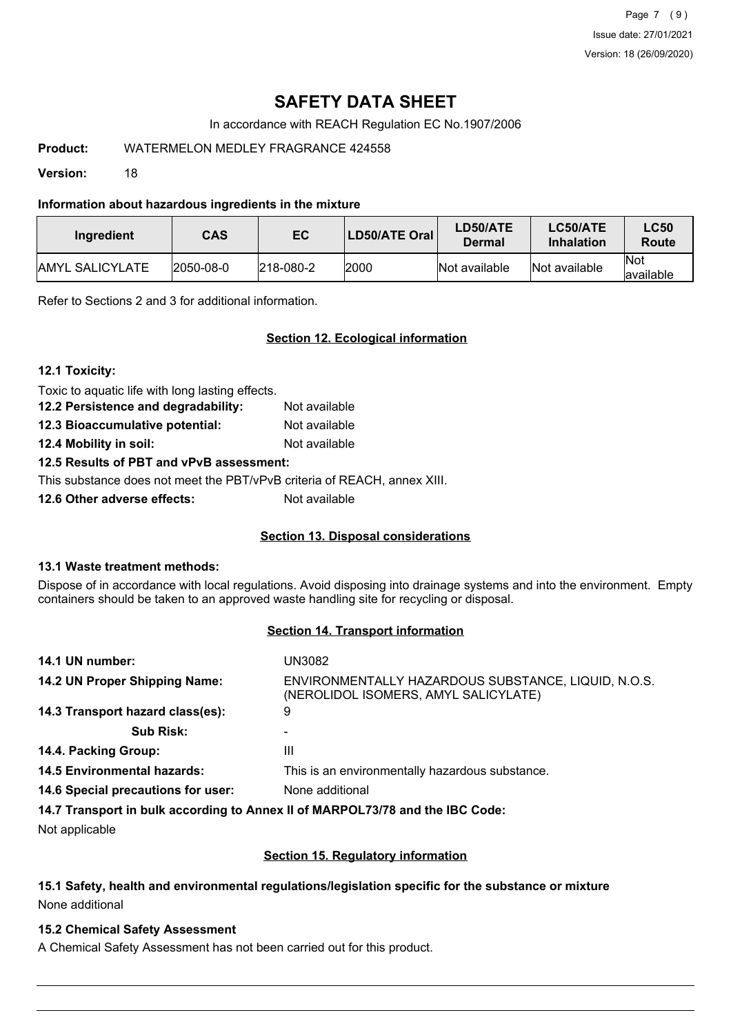# SAFETY DATA SHEET

In accordance with REACH Regulation EC No.1907/2006

**Product:** WATERMELON MEDLEY FRAGRANCE 424558

**Version:** 18

### Information about hazardous ingredients in the mixture

| Ingredient | CAS | EC | LD50/ATE Oral | LD50/ATE Dermal | LC50/ATE Inhalation | LC50 Route |
|---|---|---|---|---|---|---|
| AMYL SALICYLATE | 2050-08-0 | 218-080-2 | 2000 | Not available | Not available | Not available |

Refer to Sections 2 and 3 for additional information.

## Section 12. Ecological information

### 12.1 Toxicity:

Toxic to aquatic life with long lasting effects.

**12.2 Persistence and degradability:** Not available

**12.3 Bioaccumulative potential:** Not available

**12.4 Mobility in soil:** Not available

### 12.5 Results of PBT and vPvB assessment:

This substance does not meet the PBT/vPvB criteria of REACH, annex XIII.

**12.6 Other adverse effects:** Not available

## Section 13. Disposal considerations

### 13.1 Waste treatment methods:

Dispose of in accordance with local regulations. Avoid disposing into drainage systems and into the environment. Empty containers should be taken to an approved waste handling site for recycling or disposal.

## Section 14. Transport information

**14.1 UN number:** UN3082

**14.2 UN Proper Shipping Name:** ENVIRONMENTALLY HAZARDOUS SUBSTANCE, LIQUID, N.O.S. (NEROLIDOL ISOMERS, AMYL SALICYLATE)

**14.3 Transport hazard class(es):** 9

**Sub Risk:** -

**14.4. Packing Group:** III

**14.5 Environmental hazards:** This is an environmentally hazardous substance.

**14.6 Special precautions for user:** None additional

### 14.7 Transport in bulk according to Annex II of MARPOL73/78 and the IBC Code:

Not applicable

## Section 15. Regulatory information

### 15.1 Safety, health and environmental regulations/legislation specific for the substance or mixture

None additional

### 15.2 Chemical Safety Assessment

A Chemical Safety Assessment has not been carried out for this product.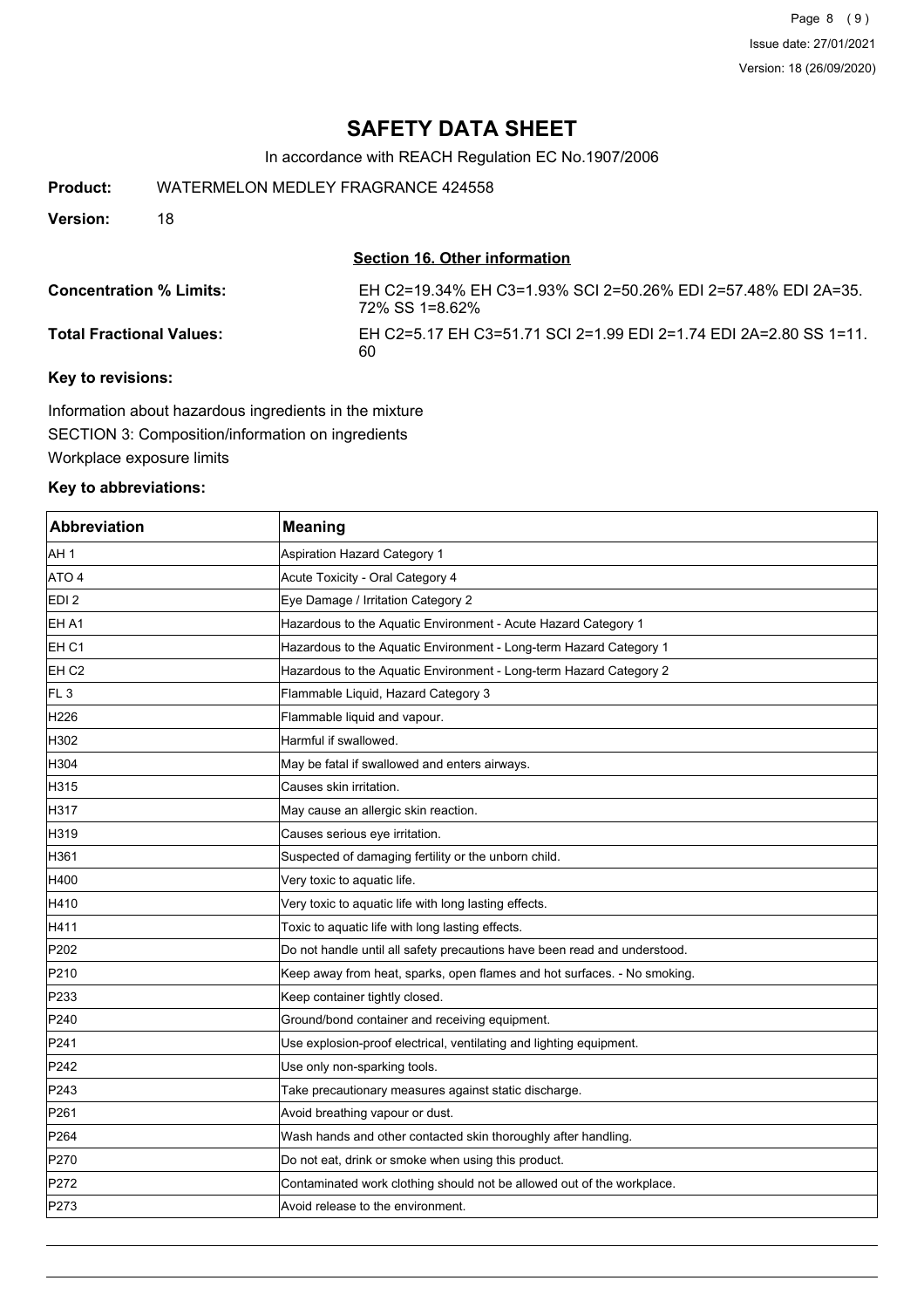# SAFETY DATA SHEET

In accordance with REACH Regulation EC No.1907/2006

**Product:** WATERMELON MEDLEY FRAGRANCE 424558

**Version:** 18

## Section 16. Other information

**Concentration % Limits:** EH C2=19.34% EH C3=1.93% SCI 2=50.26% EDI 2=57.48% EDI 2A=35.72% SS 1=8.62%

**Total Fractional Values:** EH C2=5.17 EH C3=51.71 SCI 2=1.99 EDI 2=1.74 EDI 2A=2.80 SS 1=11.60

**Key to revisions:**

Information about hazardous ingredients in the mixture

SECTION 3: Composition/information on ingredients

Workplace exposure limits

**Key to abbreviations:**

| Abbreviation | Meaning |
|---|---|
| AH 1 | Aspiration Hazard Category 1 |
| ATO 4 | Acute Toxicity - Oral Category 4 |
| EDI 2 | Eye Damage / Irritation Category 2 |
| EH A1 | Hazardous to the Aquatic Environment - Acute Hazard Category 1 |
| EH C1 | Hazardous to the Aquatic Environment - Long-term Hazard Category 1 |
| EH C2 | Hazardous to the Aquatic Environment - Long-term Hazard Category 2 |
| FL 3 | Flammable Liquid, Hazard Category 3 |
| H226 | Flammable liquid and vapour. |
| H302 | Harmful if swallowed. |
| H304 | May be fatal if swallowed and enters airways. |
| H315 | Causes skin irritation. |
| H317 | May cause an allergic skin reaction. |
| H319 | Causes serious eye irritation. |
| H361 | Suspected of damaging fertility or the unborn child. |
| H400 | Very toxic to aquatic life. |
| H410 | Very toxic to aquatic life with long lasting effects. |
| H411 | Toxic to aquatic life with long lasting effects. |
| P202 | Do not handle until all safety precautions have been read and understood. |
| P210 | Keep away from heat, sparks, open flames and hot surfaces. - No smoking. |
| P233 | Keep container tightly closed. |
| P240 | Ground/bond container and receiving equipment. |
| P241 | Use explosion-proof electrical, ventilating and lighting equipment. |
| P242 | Use only non-sparking tools. |
| P243 | Take precautionary measures against static discharge. |
| P261 | Avoid breathing vapour or dust. |
| P264 | Wash hands and other contacted skin thoroughly after handling. |
| P270 | Do not eat, drink or smoke when using this product. |
| P272 | Contaminated work clothing should not be allowed out of the workplace. |
| P273 | Avoid release to the environment. |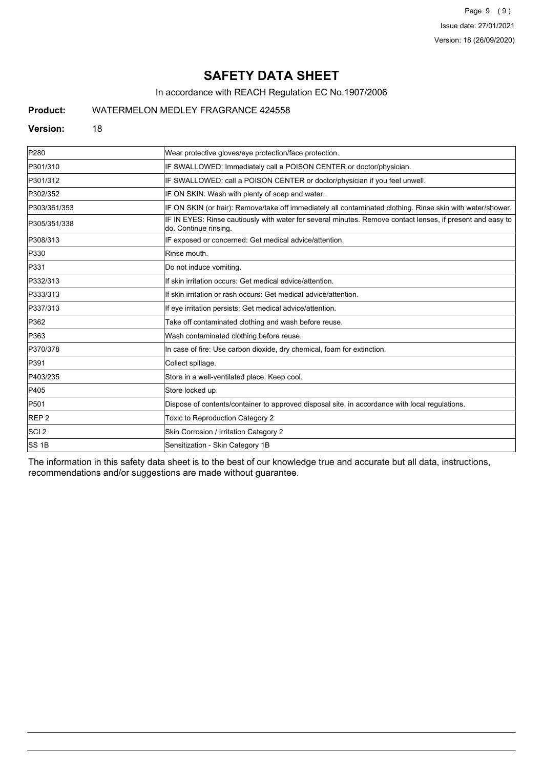# SAFETY DATA SHEET

In accordance with REACH Regulation EC No.1907/2006

**Product:** WATERMELON MEDLEY FRAGRANCE 424558

**Version:** 18

| | |
|---|---|
| P280 | Wear protective gloves/eye protection/face protection. |
| P301/310 | IF SWALLOWED: Immediately call a POISON CENTER or doctor/physician. |
| P301/312 | IF SWALLOWED: call a POISON CENTER or doctor/physician if you feel unwell. |
| P302/352 | IF ON SKIN: Wash with plenty of soap and water. |
| P303/361/353 | IF ON SKIN (or hair): Remove/take off immediately all contaminated clothing. Rinse skin with water/shower. |
| P305/351/338 | IF IN EYES: Rinse cautiously with water for several minutes. Remove contact lenses, if present and easy to do. Continue rinsing. |
| P308/313 | IF exposed or concerned: Get medical advice/attention. |
| P330 | Rinse mouth. |
| P331 | Do not induce vomiting. |
| P332/313 | If skin irritation occurs: Get medical advice/attention. |
| P333/313 | If skin irritation or rash occurs: Get medical advice/attention. |
| P337/313 | If eye irritation persists: Get medical advice/attention. |
| P362 | Take off contaminated clothing and wash before reuse. |
| P363 | Wash contaminated clothing before reuse. |
| P370/378 | In case of fire: Use carbon dioxide, dry chemical, foam for extinction. |
| P391 | Collect spillage. |
| P403/235 | Store in a well-ventilated place. Keep cool. |
| P405 | Store locked up. |
| P501 | Dispose of contents/container to approved disposal site, in accordance with local regulations. |
| REP 2 | Toxic to Reproduction Category 2 |
| SCI 2 | Skin Corrosion / Irritation Category 2 |
| SS 1B | Sensitization - Skin Category 1B |

The information in this safety data sheet is to the best of our knowledge true and accurate but all data, instructions, recommendations and/or suggestions are made without guarantee.